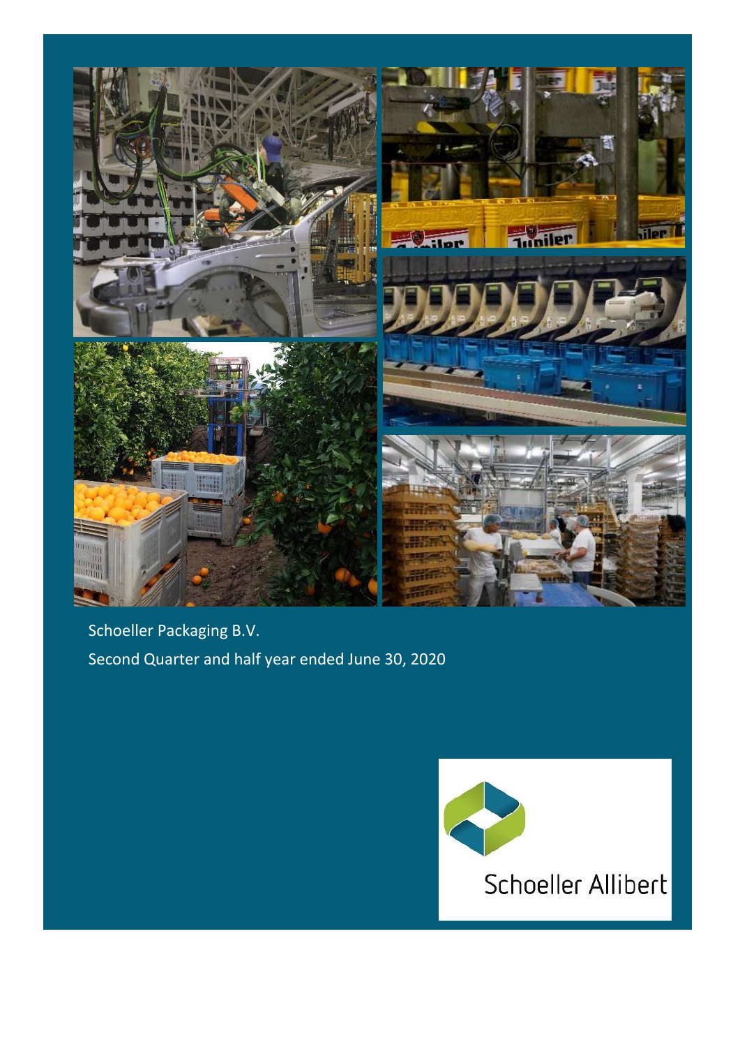Schoeller Packaging B.V.

Second Quarter and half year ended June 30, 2020

Schoeller Allibert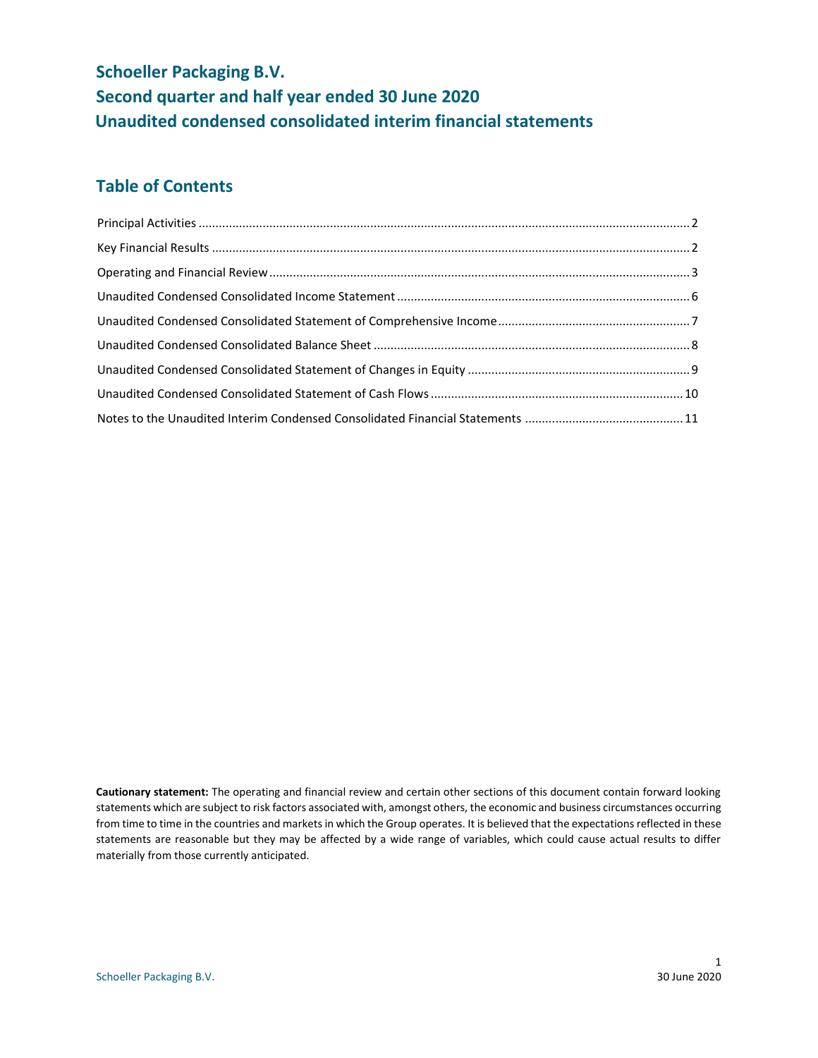# Schoeller Packaging B.V.
# Second quarter and half year ended 30 June 2020
# Unaudited condensed consolidated interim financial statements

## Table of Contents

| | |
|---|---|
| Principal Activities | 2 |
| Key Financial Results | 2 |
| Operating and Financial Review | 3 |
| Unaudited Condensed Consolidated Income Statement | 6 |
| Unaudited Condensed Consolidated Statement of Comprehensive Income | 7 |
| Unaudited Condensed Consolidated Balance Sheet | 8 |
| Unaudited Condensed Consolidated Statement of Changes in Equity | 9 |
| Unaudited Condensed Consolidated Statement of Cash Flows | 10 |
| Notes to the Unaudited Interim Condensed Consolidated Financial Statements | 11 |

**Cautionary statement:** The operating and financial review and certain other sections of this document contain forward looking statements which are subject to risk factors associated with, amongst others, the economic and business circumstances occurring from time to time in the countries and markets in which the Group operates. It is believed that the expectations reflected in these statements are reasonable but they may be affected by a wide range of variables, which could cause actual results to differ materially from those currently anticipated.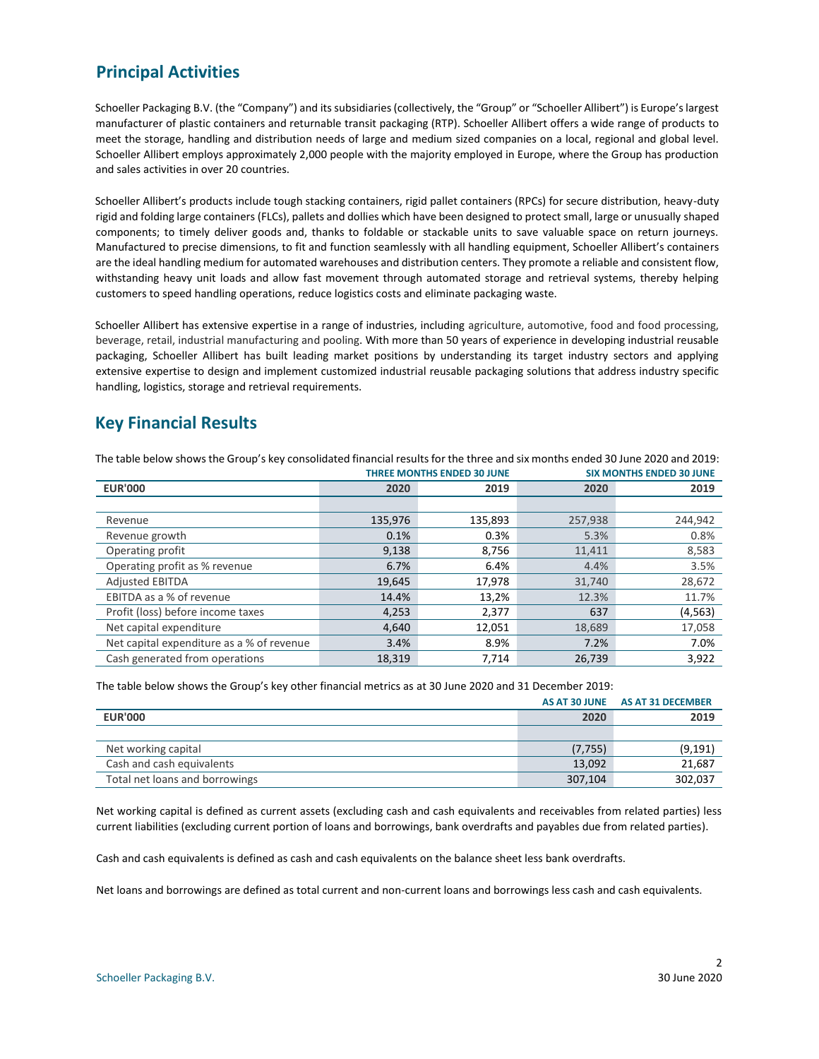## Principal Activities

Schoeller Packaging B.V. (the "Company") and its subsidiaries (collectively, the "Group" or "Schoeller Allibert") is Europe's largest manufacturer of plastic containers and returnable transit packaging (RTP). Schoeller Allibert offers a wide range of products to meet the storage, handling and distribution needs of large and medium sized companies on a local, regional and global level. Schoeller Allibert employs approximately 2,000 people with the majority employed in Europe, where the Group has production and sales activities in over 20 countries.

Schoeller Allibert's products include tough stacking containers, rigid pallet containers (RPCs) for secure distribution, heavy-duty rigid and folding large containers (FLCs), pallets and dollies which have been designed to protect small, large or unusually shaped components; to timely deliver goods and, thanks to foldable or stackable units to save valuable space on return journeys. Manufactured to precise dimensions, to fit and function seamlessly with all handling equipment, Schoeller Allibert's containers are the ideal handling medium for automated warehouses and distribution centers. They promote a reliable and consistent flow, withstanding heavy unit loads and allow fast movement through automated storage and retrieval systems, thereby helping customers to speed handling operations, reduce logistics costs and eliminate packaging waste.

Schoeller Allibert has extensive expertise in a range of industries, including agriculture, automotive, food and food processing, beverage, retail, industrial manufacturing and pooling. With more than 50 years of experience in developing industrial reusable packaging, Schoeller Allibert has built leading market positions by understanding its target industry sectors and applying extensive expertise to design and implement customized industrial reusable packaging solutions that address industry specific handling, logistics, storage and retrieval requirements.

## Key Financial Results

The table below shows the Group's key consolidated financial results for the three and six months ended 30 June 2020 and 2019:

| | THREE MONTHS ENDED 30 JUNE | | SIX MONTHS ENDED 30 JUNE | |
|---|---|---|---|---|
| **EUR'000** | **2020** | **2019** | **2020** | **2019** |
| Revenue | 135,976 | 135,893 | 257,938 | 244,942 |
| Revenue growth | 0.1% | 0.3% | 5.3% | 0.8% |
| Operating profit | 9,138 | 8,756 | 11,411 | 8,583 |
| Operating profit as % revenue | 6.7% | 6.4% | 4.4% | 3.5% |
| Adjusted EBITDA | 19,645 | 17,978 | 31,740 | 28,672 |
| EBITDA as a % of revenue | 14.4% | 13,2% | 12.3% | 11.7% |
| Profit (loss) before income taxes | 4,253 | 2,377 | 637 | (4,563) |
| Net capital expenditure | 4,640 | 12,051 | 18,689 | 17,058 |
| Net capital expenditure as a % of revenue | 3.4% | 8.9% | 7.2% | 7.0% |
| Cash generated from operations | 18,319 | 7,714 | 26,739 | 3,922 |

The table below shows the Group's key other financial metrics as at 30 June 2020 and 31 December 2019:

| | AS AT 30 JUNE | AS AT 31 DECEMBER |
|---|---|---|
| **EUR'000** | **2020** | **2019** |
| Net working capital | (7,755) | (9,191) |
| Cash and cash equivalents | 13,092 | 21,687 |
| Total net loans and borrowings | 307,104 | 302,037 |

Net working capital is defined as current assets (excluding cash and cash equivalents and receivables from related parties) less current liabilities (excluding current portion of loans and borrowings, bank overdrafts and payables due from related parties).

Cash and cash equivalents is defined as cash and cash equivalents on the balance sheet less bank overdrafts.

Net loans and borrowings are defined as total current and non-current loans and borrowings less cash and cash equivalents.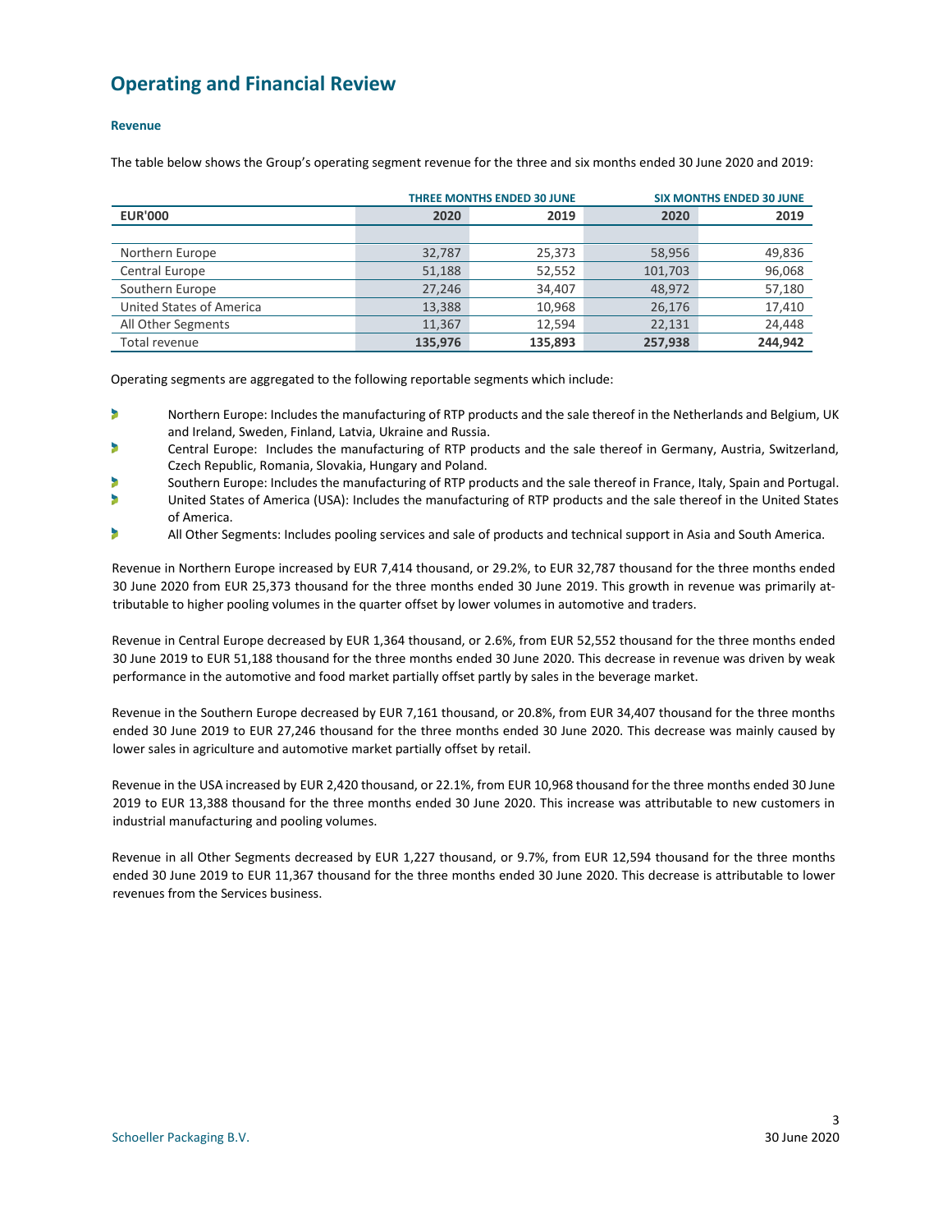# Operating and Financial Review

### Revenue

The table below shows the Group's operating segment revenue for the three and six months ended 30 June 2020 and 2019:

| | THREE MONTHS ENDED 30 JUNE | | SIX MONTHS ENDED 30 JUNE | |
|---|---|---|---|---|
| **EUR'000** | **2020** | **2019** | **2020** | **2019** |
| Northern Europe | 32,787 | 25,373 | 58,956 | 49,836 |
| Central Europe | 51,188 | 52,552 | 101,703 | 96,068 |
| Southern Europe | 27,246 | 34,407 | 48,972 | 57,180 |
| United States of America | 13,388 | 10,968 | 26,176 | 17,410 |
| All Other Segments | 11,367 | 12,594 | 22,131 | 24,448 |
| Total revenue | **135,976** | **135,893** | **257,938** | **244,942** |

Operating segments are aggregated to the following reportable segments which include:

- Northern Europe: Includes the manufacturing of RTP products and the sale thereof in the Netherlands and Belgium, UK and Ireland, Sweden, Finland, Latvia, Ukraine and Russia.
- Central Europe: Includes the manufacturing of RTP products and the sale thereof in Germany, Austria, Switzerland, Czech Republic, Romania, Slovakia, Hungary and Poland.
- Southern Europe: Includes the manufacturing of RTP products and the sale thereof in France, Italy, Spain and Portugal.
- United States of America (USA): Includes the manufacturing of RTP products and the sale thereof in the United States of America.
- All Other Segments: Includes pooling services and sale of products and technical support in Asia and South America.

Revenue in Northern Europe increased by EUR 7,414 thousand, or 29.2%, to EUR 32,787 thousand for the three months ended 30 June 2020 from EUR 25,373 thousand for the three months ended 30 June 2019. This growth in revenue was primarily attributable to higher pooling volumes in the quarter offset by lower volumes in automotive and traders.

Revenue in Central Europe decreased by EUR 1,364 thousand, or 2.6%, from EUR 52,552 thousand for the three months ended 30 June 2019 to EUR 51,188 thousand for the three months ended 30 June 2020. This decrease in revenue was driven by weak performance in the automotive and food market partially offset partly by sales in the beverage market.

Revenue in the Southern Europe decreased by EUR 7,161 thousand, or 20.8%, from EUR 34,407 thousand for the three months ended 30 June 2019 to EUR 27,246 thousand for the three months ended 30 June 2020. This decrease was mainly caused by lower sales in agriculture and automotive market partially offset by retail.

Revenue in the USA increased by EUR 2,420 thousand, or 22.1%, from EUR 10,968 thousand for the three months ended 30 June 2019 to EUR 13,388 thousand for the three months ended 30 June 2020. This increase was attributable to new customers in industrial manufacturing and pooling volumes.

Revenue in all Other Segments decreased by EUR 1,227 thousand, or 9.7%, from EUR 12,594 thousand for the three months ended 30 June 2019 to EUR 11,367 thousand for the three months ended 30 June 2020. This decrease is attributable to lower revenues from the Services business.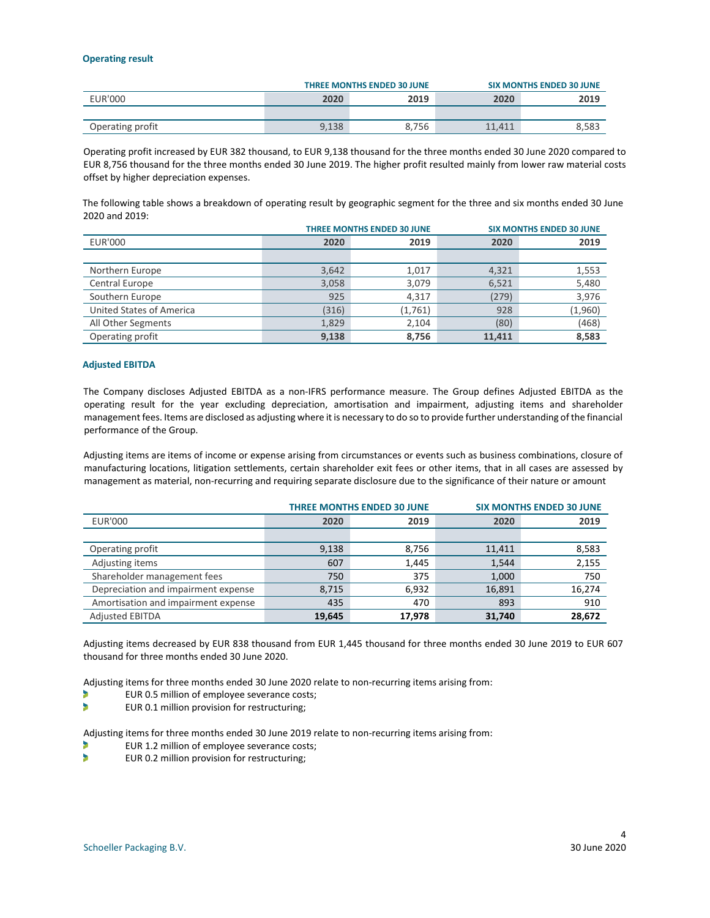### Operating result

| | THREE MONTHS ENDED 30 JUNE | | SIX MONTHS ENDED 30 JUNE | |
|---|---|---|---|---|
| EUR'000 | 2020 | 2019 | 2020 | 2019 |
| Operating profit | 9,138 | 8,756 | 11,411 | 8,583 |

Operating profit increased by EUR 382 thousand, to EUR 9,138 thousand for the three months ended 30 June 2020 compared to EUR 8,756 thousand for the three months ended 30 June 2019. The higher profit resulted mainly from lower raw material costs offset by higher depreciation expenses.

The following table shows a breakdown of operating result by geographic segment for the three and six months ended 30 June 2020 and 2019:

| | THREE MONTHS ENDED 30 JUNE | | SIX MONTHS ENDED 30 JUNE | |
|---|---|---|---|---|
| EUR'000 | 2020 | 2019 | 2020 | 2019 |
| Northern Europe | 3,642 | 1,017 | 4,321 | 1,553 |
| Central Europe | 3,058 | 3,079 | 6,521 | 5,480 |
| Southern Europe | 925 | 4,317 | (279) | 3,976 |
| United States of America | (316) | (1,761) | 928 | (1,960) |
| All Other Segments | 1,829 | 2,104 | (80) | (468) |
| Operating profit | **9,138** | **8,756** | **11,411** | **8,583** |

### Adjusted EBITDA

The Company discloses Adjusted EBITDA as a non-IFRS performance measure. The Group defines Adjusted EBITDA as the operating result for the year excluding depreciation, amortisation and impairment, adjusting items and shareholder management fees. Items are disclosed as adjusting where it is necessary to do so to provide further understanding of the financial performance of the Group.

Adjusting items are items of income or expense arising from circumstances or events such as business combinations, closure of manufacturing locations, litigation settlements, certain shareholder exit fees or other items, that in all cases are assessed by management as material, non-recurring and requiring separate disclosure due to the significance of their nature or amount

| | THREE MONTHS ENDED 30 JUNE | | SIX MONTHS ENDED 30 JUNE | |
|---|---|---|---|---|
| EUR'000 | 2020 | 2019 | 2020 | 2019 |
| Operating profit | 9,138 | 8,756 | 11,411 | 8,583 |
| Adjusting items | 607 | 1,445 | 1,544 | 2,155 |
| Shareholder management fees | 750 | 375 | 1,000 | 750 |
| Depreciation and impairment expense | 8,715 | 6,932 | 16,891 | 16,274 |
| Amortisation and impairment expense | 435 | 470 | 893 | 910 |
| Adjusted EBITDA | **19,645** | **17,978** | **31,740** | **28,672** |

Adjusting items decreased by EUR 838 thousand from EUR 1,445 thousand for three months ended 30 June 2019 to EUR 607 thousand for three months ended 30 June 2020.

Adjusting items for three months ended 30 June 2020 relate to non-recurring items arising from:

- EUR 0.5 million of employee severance costs;
- EUR 0.1 million provision for restructuring;

Adjusting items for three months ended 30 June 2019 relate to non-recurring items arising from:

- EUR 1.2 million of employee severance costs;
- EUR 0.2 million provision for restructuring;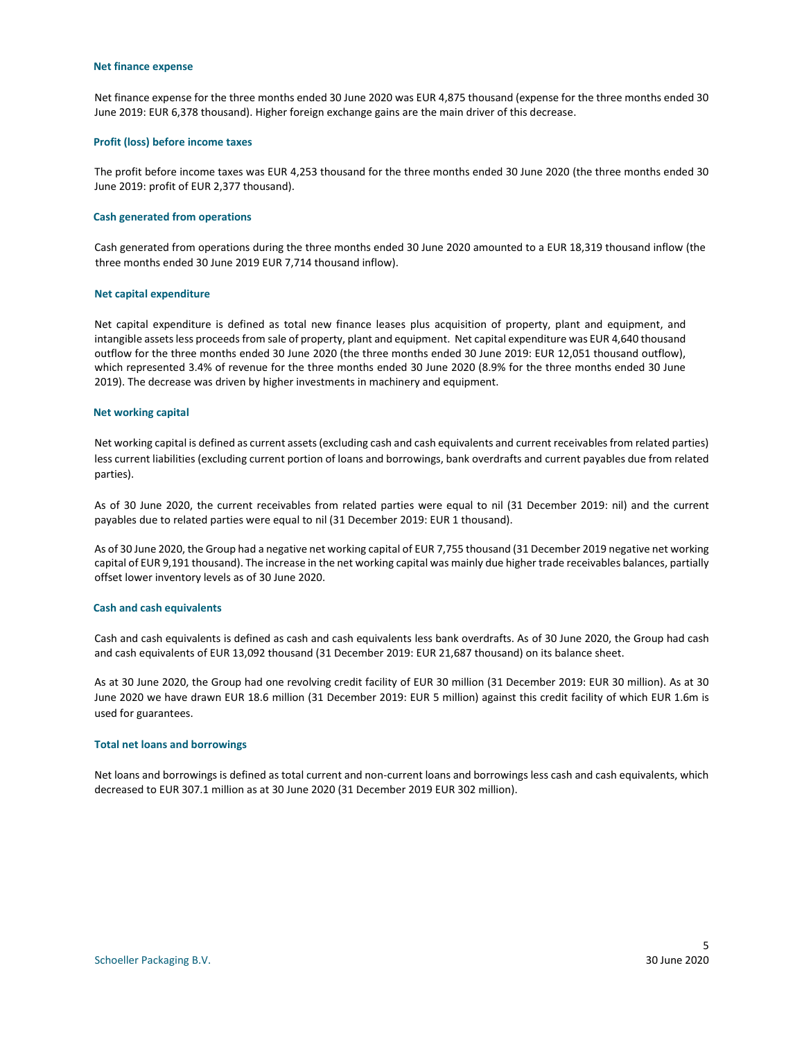### Net finance expense

Net finance expense for the three months ended 30 June 2020 was EUR 4,875 thousand (expense for the three months ended 30 June 2019: EUR 6,378 thousand). Higher foreign exchange gains are the main driver of this decrease.

### Profit (loss) before income taxes

The profit before income taxes was EUR 4,253 thousand for the three months ended 30 June 2020 (the three months ended 30 June 2019: profit of EUR 2,377 thousand).

### Cash generated from operations

Cash generated from operations during the three months ended 30 June 2020 amounted to a EUR 18,319 thousand inflow (the three months ended 30 June 2019 EUR 7,714 thousand inflow).

### Net capital expenditure

Net capital expenditure is defined as total new finance leases plus acquisition of property, plant and equipment, and intangible assets less proceeds from sale of property, plant and equipment. Net capital expenditure was EUR 4,640 thousand outflow for the three months ended 30 June 2020 (the three months ended 30 June 2019: EUR 12,051 thousand outflow), which represented 3.4% of revenue for the three months ended 30 June 2020 (8.9% for the three months ended 30 June 2019). The decrease was driven by higher investments in machinery and equipment.

### Net working capital

Net working capital is defined as current assets (excluding cash and cash equivalents and current receivables from related parties) less current liabilities (excluding current portion of loans and borrowings, bank overdrafts and current payables due from related parties).

As of 30 June 2020, the current receivables from related parties were equal to nil (31 December 2019: nil) and the current payables due to related parties were equal to nil (31 December 2019: EUR 1 thousand).

As of 30 June 2020, the Group had a negative net working capital of EUR 7,755 thousand (31 December 2019 negative net working capital of EUR 9,191 thousand). The increase in the net working capital was mainly due higher trade receivables balances, partially offset lower inventory levels as of 30 June 2020.

### Cash and cash equivalents

Cash and cash equivalents is defined as cash and cash equivalents less bank overdrafts. As of 30 June 2020, the Group had cash and cash equivalents of EUR 13,092 thousand (31 December 2019: EUR 21,687 thousand) on its balance sheet.

As at 30 June 2020, the Group had one revolving credit facility of EUR 30 million (31 December 2019: EUR 30 million). As at 30 June 2020 we have drawn EUR 18.6 million (31 December 2019: EUR 5 million) against this credit facility of which EUR 1.6m is used for guarantees.

### Total net loans and borrowings

Net loans and borrowings is defined as total current and non-current loans and borrowings less cash and cash equivalents, which decreased to EUR 307.1 million as at 30 June 2020 (31 December 2019 EUR 302 million).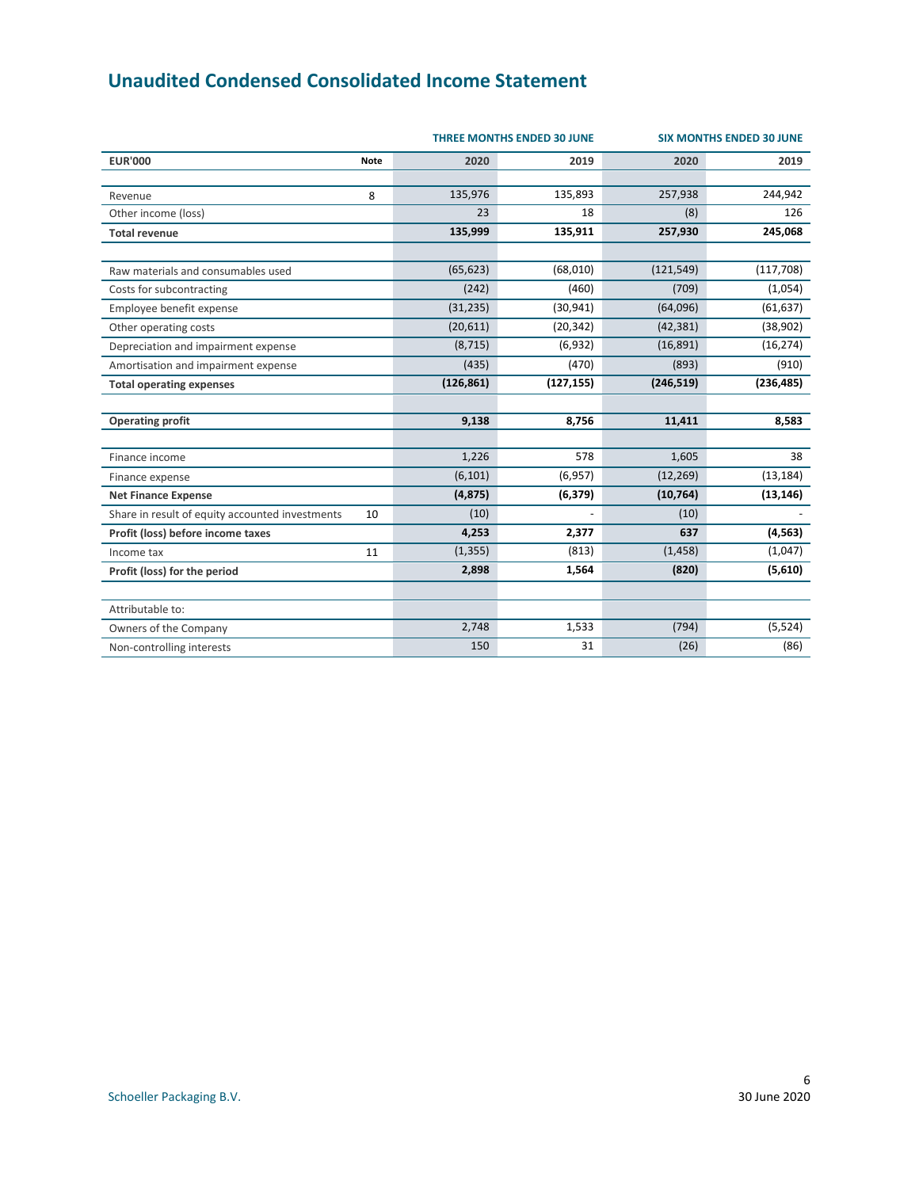# Unaudited Condensed Consolidated Income Statement

| | | THREE MONTHS ENDED 30 JUNE | | SIX MONTHS ENDED 30 JUNE | |
|---|---|---|---|---|---|
| **EUR'000** | **Note** | **2020** | **2019** | **2020** | **2019** |
| Revenue | 8 | 135,976 | 135,893 | 257,938 | 244,942 |
| Other income (loss) | | 23 | 18 | (8) | 126 |
| **Total revenue** | | **135,999** | **135,911** | **257,930** | **245,068** |
| Raw materials and consumables used | | (65,623) | (68,010) | (121,549) | (117,708) |
| Costs for subcontracting | | (242) | (460) | (709) | (1,054) |
| Employee benefit expense | | (31,235) | (30,941) | (64,096) | (61,637) |
| Other operating costs | | (20,611) | (20,342) | (42,381) | (38,902) |
| Depreciation and impairment expense | | (8,715) | (6,932) | (16,891) | (16,274) |
| Amortisation and impairment expense | | (435) | (470) | (893) | (910) |
| **Total operating expenses** | | **(126,861)** | **(127,155)** | **(246,519)** | **(236,485)** |
| **Operating profit** | | **9,138** | **8,756** | **11,411** | **8,583** |
| Finance income | | 1,226 | 578 | 1,605 | 38 |
| Finance expense | | (6,101) | (6,957) | (12,269) | (13,184) |
| **Net Finance Expense** | | **(4,875)** | **(6,379)** | **(10,764)** | **(13,146)** |
| Share in result of equity accounted investments | 10 | (10) | - | (10) | - |
| **Profit (loss) before income taxes** | | **4,253** | **2,377** | **637** | **(4,563)** |
| Income tax | 11 | (1,355) | (813) | (1,458) | (1,047) |
| **Profit (loss) for the period** | | **2,898** | **1,564** | **(820)** | **(5,610)** |
| Attributable to: | | | | | |
| Owners of the Company | | 2,748 | 1,533 | (794) | (5,524) |
| Non-controlling interests | | 150 | 31 | (26) | (86) |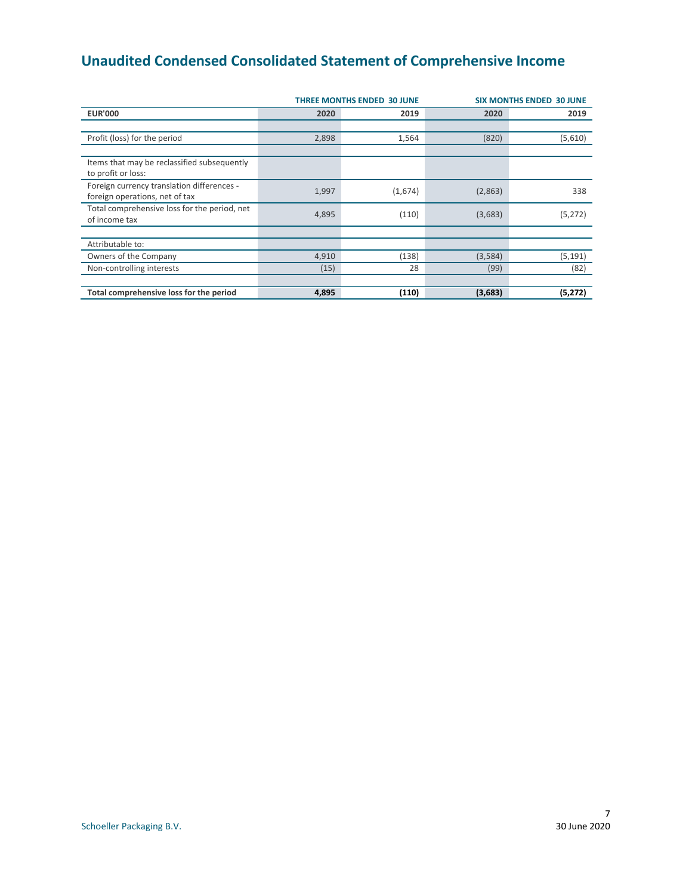# Unaudited Condensed Consolidated Statement of Comprehensive Income

| | THREE MONTHS ENDED 30 JUNE | | SIX MONTHS ENDED 30 JUNE | |
|---|---|---|---|---|
| **EUR'000** | **2020** | **2019** | **2020** | **2019** |
| Profit (loss) for the period | 2,898 | 1,564 | (820) | (5,610) |
| Items that may be reclassified subsequently to profit or loss: | | | | |
| Foreign currency translation differences - foreign operations, net of tax | 1,997 | (1,674) | (2,863) | 338 |
| Total comprehensive loss for the period, net of income tax | 4,895 | (110) | (3,683) | (5,272) |
| Attributable to: | | | | |
| Owners of the Company | 4,910 | (138) | (3,584) | (5,191) |
| Non-controlling interests | (15) | 28 | (99) | (82) |
| **Total comprehensive loss for the period** | **4,895** | **(110)** | **(3,683)** | **(5,272)** |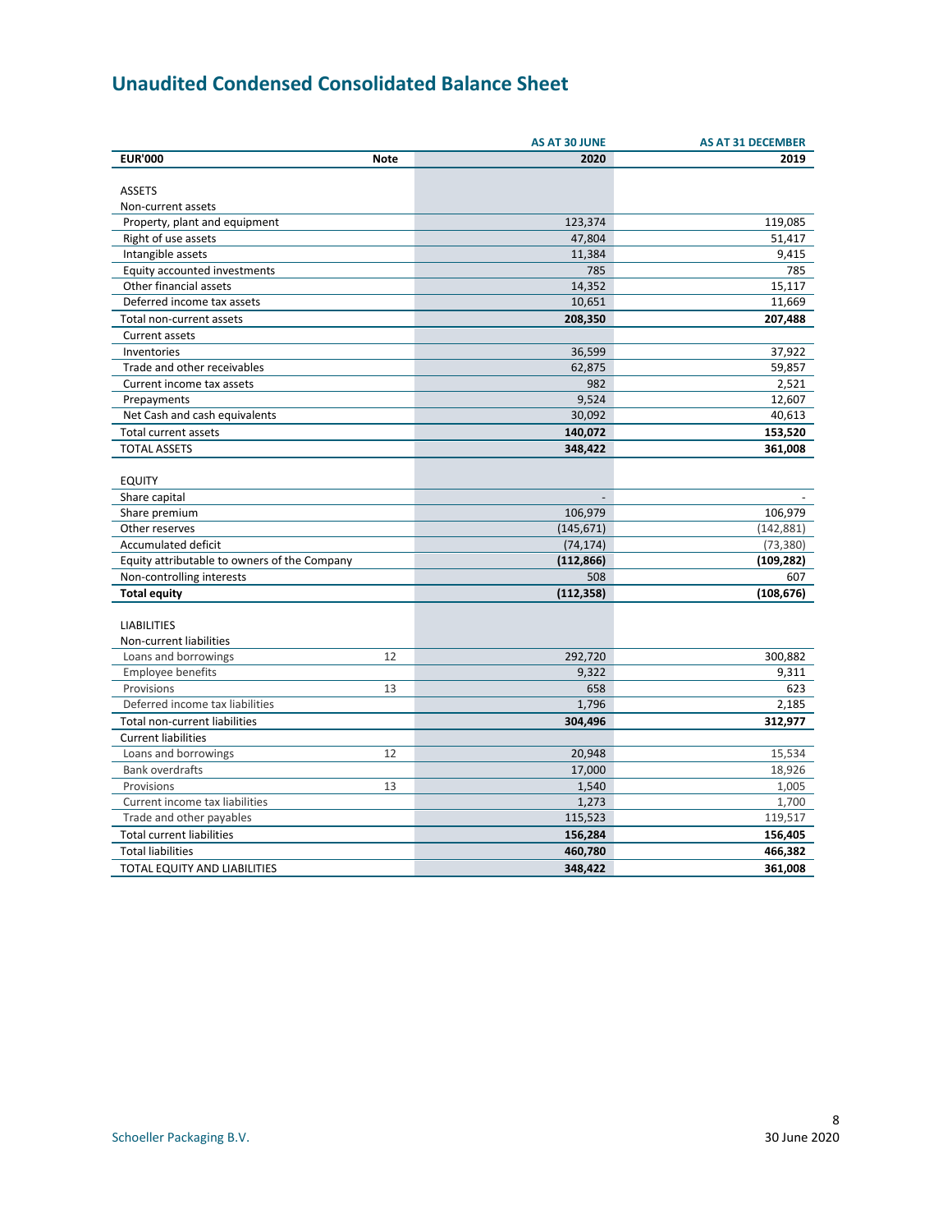# Unaudited Condensed Consolidated Balance Sheet

| EUR'000 | Note | AS AT 30 JUNE 2020 | AS AT 31 DECEMBER 2019 |
|---|---|---|---|
| ASSETS | | | |
| Non-current assets | | | |
| Property, plant and equipment | | 123,374 | 119,085 |
| Right of use assets | | 47,804 | 51,417 |
| Intangible assets | | 11,384 | 9,415 |
| Equity accounted investments | | 785 | 785 |
| Other financial assets | | 14,352 | 15,117 |
| Deferred income tax assets | | 10,651 | 11,669 |
| Total non-current assets | | **208,350** | **207,488** |
| Current assets | | | |
| Inventories | | 36,599 | 37,922 |
| Trade and other receivables | | 62,875 | 59,857 |
| Current income tax assets | | 982 | 2,521 |
| Prepayments | | 9,524 | 12,607 |
| Net Cash and cash equivalents | | 30,092 | 40,613 |
| Total current assets | | **140,072** | **153,520** |
| TOTAL ASSETS | | **348,422** | **361,008** |
| EQUITY | | | |
| Share capital | | - | - |
| Share premium | | 106,979 | 106,979 |
| Other reserves | | (145,671) | (142,881) |
| Accumulated deficit | | (74,174) | (73,380) |
| Equity attributable to owners of the Company | | **(112,866)** | **(109,282)** |
| Non-controlling interests | | 508 | 607 |
| **Total equity** | | **(112,358)** | **(108,676)** |
| LIABILITIES | | | |
| Non-current liabilities | | | |
| Loans and borrowings | 12 | 292,720 | 300,882 |
| Employee benefits | | 9,322 | 9,311 |
| Provisions | 13 | 658 | 623 |
| Deferred income tax liabilities | | 1,796 | 2,185 |
| Total non-current liabilities | | **304,496** | **312,977** |
| Current liabilities | | | |
| Loans and borrowings | 12 | 20,948 | 15,534 |
| Bank overdrafts | | 17,000 | 18,926 |
| Provisions | 13 | 1,540 | 1,005 |
| Current income tax liabilities | | 1,273 | 1,700 |
| Trade and other payables | | 115,523 | 119,517 |
| Total current liabilities | | **156,284** | **156,405** |
| Total liabilities | | **460,780** | **466,382** |
| TOTAL EQUITY AND LIABILITIES | | **348,422** | **361,008** |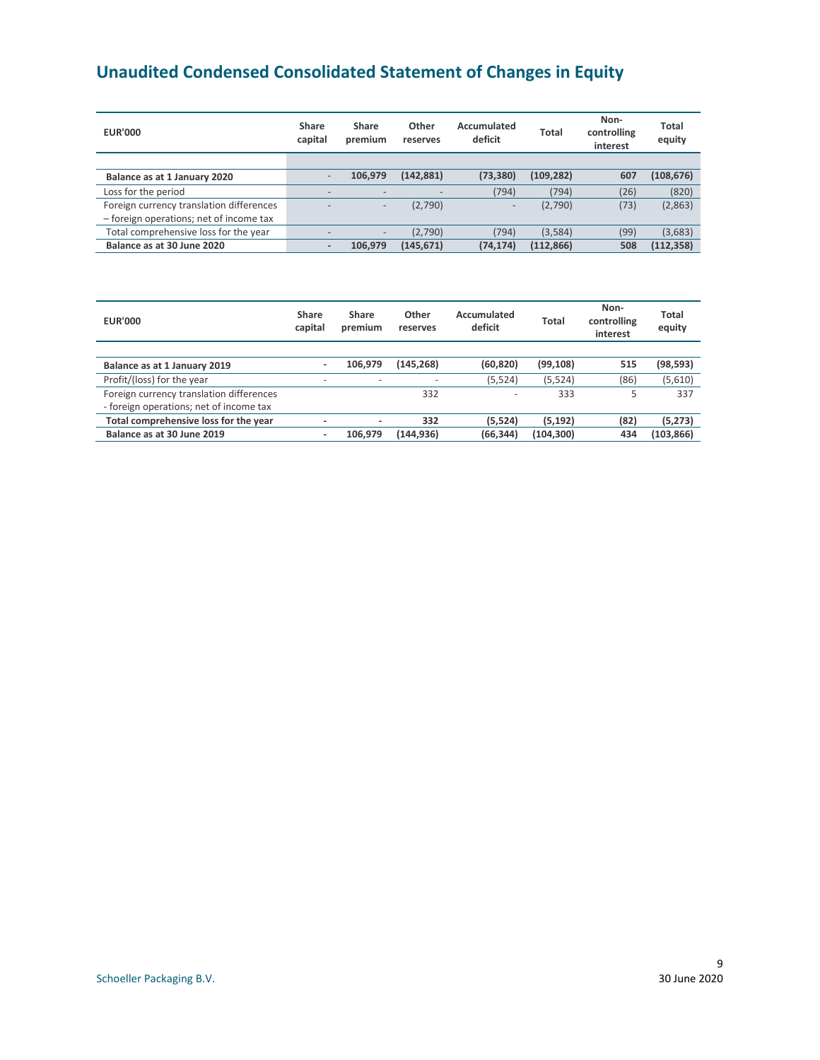# Unaudited Condensed Consolidated Statement of Changes in Equity

| EUR'000 | Share capital | Share premium | Other reserves | Accumulated deficit | Total | Non-controlling interest | Total equity |
|---|---|---|---|---|---|---|---|
| **Balance as at 1 January 2020** | - | **106,979** | **(142,881)** | **(73,380)** | **(109,282)** | **607** | **(108,676)** |
| Loss for the period | - | - | - | (794) | (794) | (26) | (820) |
| Foreign currency translation differences – foreign operations; net of income tax | - | - | (2,790) | - | (2,790) | (73) | (2,863) |
| Total comprehensive loss for the year | - | - | (2,790) | (794) | (3,584) | (99) | (3,683) |
| **Balance as at 30 June 2020** | **-** | **106,979** | **(145,671)** | **(74,174)** | **(112,866)** | **508** | **(112,358)** |

| EUR'000 | Share capital | Share premium | Other reserves | Accumulated deficit | Total | Non-controlling interest | Total equity |
|---|---|---|---|---|---|---|---|
| **Balance as at 1 January 2019** | **-** | **106,979** | **(145,268)** | **(60,820)** | **(99,108)** | **515** | **(98,593)** |
| Profit/(loss) for the year | - | - | - | (5,524) | (5,524) | (86) | (5,610) |
| Foreign currency translation differences - foreign operations; net of income tax | | | 332 | - | 333 | 5 | 337 |
| **Total comprehensive loss for the year** | **-** | **-** | **332** | **(5,524)** | **(5,192)** | **(82)** | **(5,273)** |
| **Balance as at 30 June 2019** | **-** | **106,979** | **(144,936)** | **(66,344)** | **(104,300)** | **434** | **(103,866)** |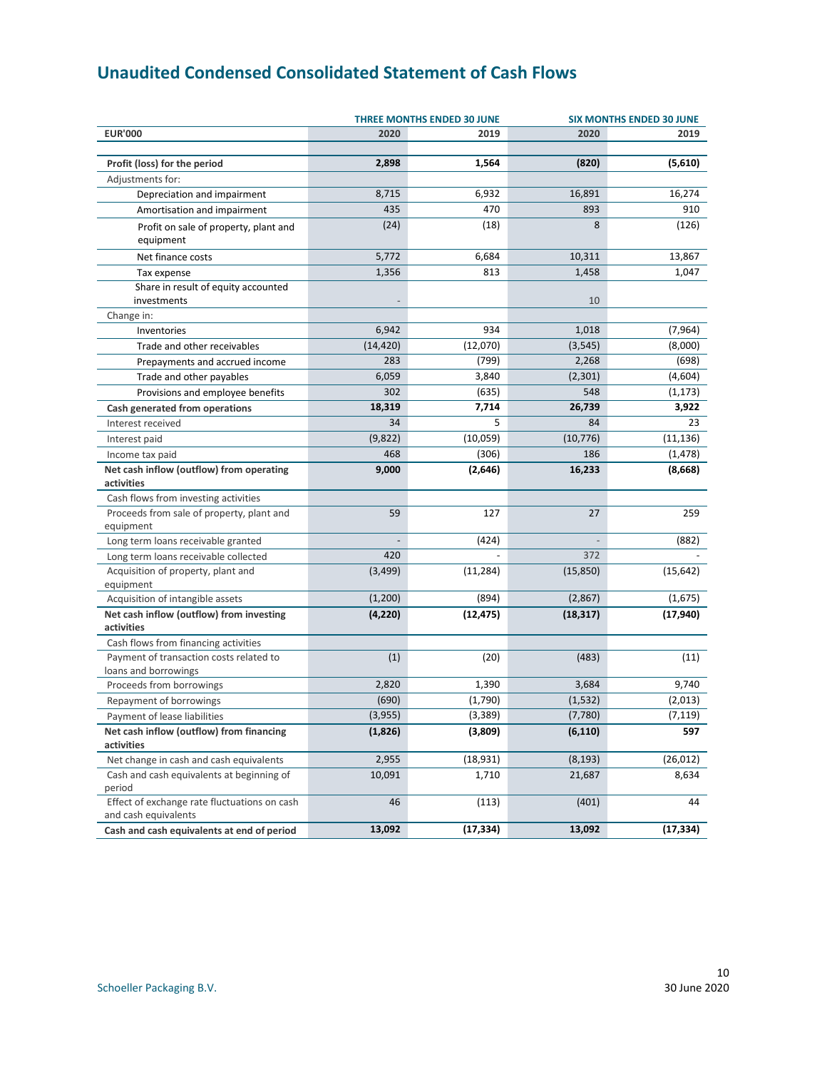## Unaudited Condensed Consolidated Statement of Cash Flows

| | THREE MONTHS ENDED 30 JUNE | | SIX MONTHS ENDED 30 JUNE | |
|---|---|---|---|---|
| **EUR'000** | **2020** | **2019** | **2020** | **2019** |
| **Profit (loss) for the period** | **2,898** | **1,564** | **(820)** | **(5,610)** |
| Adjustments for: | | | | |
| Depreciation and impairment | 8,715 | 6,932 | 16,891 | 16,274 |
| Amortisation and impairment | 435 | 470 | 893 | 910 |
| Profit on sale of property, plant and equipment | (24) | (18) | 8 | (126) |
| Net finance costs | 5,772 | 6,684 | 10,311 | 13,867 |
| Tax expense | 1,356 | 813 | 1,458 | 1,047 |
| Share in result of equity accounted investments | - | | 10 | |
| Change in: | | | | |
| Inventories | 6,942 | 934 | 1,018 | (7,964) |
| Trade and other receivables | (14,420) | (12,070) | (3,545) | (8,000) |
| Prepayments and accrued income | 283 | (799) | 2,268 | (698) |
| Trade and other payables | 6,059 | 3,840 | (2,301) | (4,604) |
| Provisions and employee benefits | 302 | (635) | 548 | (1,173) |
| **Cash generated from operations** | **18,319** | **7,714** | **26,739** | **3,922** |
| Interest received | 34 | 5 | 84 | 23 |
| Interest paid | (9,822) | (10,059) | (10,776) | (11,136) |
| Income tax paid | 468 | (306) | 186 | (1,478) |
| **Net cash inflow (outflow) from operating activities** | **9,000** | **(2,646)** | **16,233** | **(8,668)** |
| Cash flows from investing activities | | | | |
| Proceeds from sale of property, plant and equipment | 59 | 127 | 27 | 259 |
| Long term loans receivable granted | - | (424) | - | (882) |
| Long term loans receivable collected | 420 | - | 372 | - |
| Acquisition of property, plant and equipment | (3,499) | (11,284) | (15,850) | (15,642) |
| Acquisition of intangible assets | (1,200) | (894) | (2,867) | (1,675) |
| **Net cash inflow (outflow) from investing activities** | **(4,220)** | **(12,475)** | **(18,317)** | **(17,940)** |
| Cash flows from financing activities | | | | |
| Payment of transaction costs related to loans and borrowings | (1) | (20) | (483) | (11) |
| Proceeds from borrowings | 2,820 | 1,390 | 3,684 | 9,740 |
| Repayment of borrowings | (690) | (1,790) | (1,532) | (2,013) |
| Payment of lease liabilities | (3,955) | (3,389) | (7,780) | (7,119) |
| **Net cash inflow (outflow) from financing activities** | **(1,826)** | **(3,809)** | **(6,110)** | **597** |
| Net change in cash and cash equivalents | 2,955 | (18,931) | (8,193) | (26,012) |
| Cash and cash equivalents at beginning of period | 10,091 | 1,710 | 21,687 | 8,634 |
| Effect of exchange rate fluctuations on cash and cash equivalents | 46 | (113) | (401) | 44 |
| **Cash and cash equivalents at end of period** | **13,092** | **(17,334)** | **13,092** | **(17,334)** |

Schoeller Packaging B.V.

30 June 2020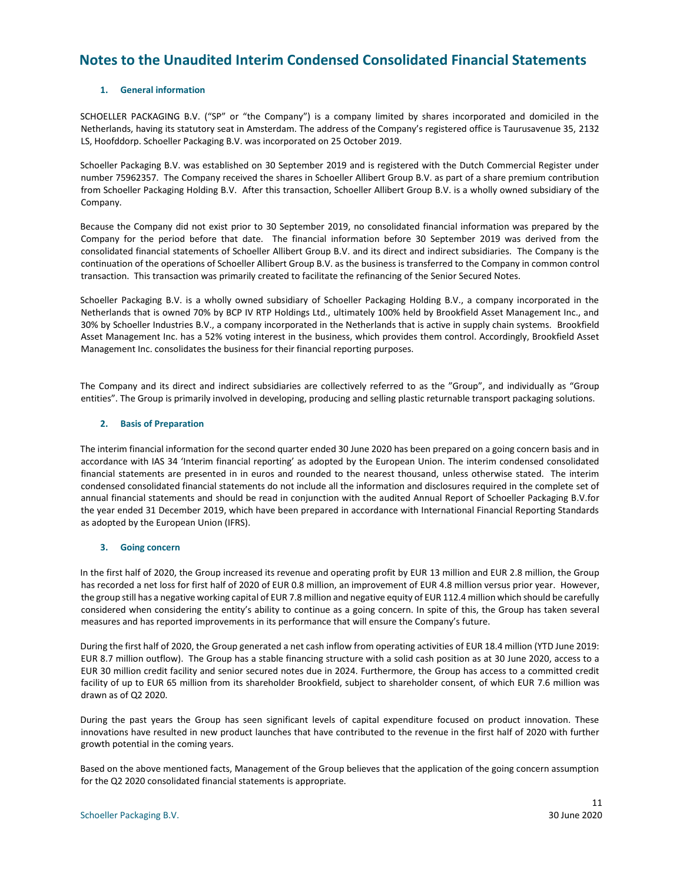# Notes to the Unaudited Interim Condensed Consolidated Financial Statements

### 1. General information

SCHOELLER PACKAGING B.V. ("SP" or "the Company") is a company limited by shares incorporated and domiciled in the Netherlands, having its statutory seat in Amsterdam. The address of the Company's registered office is Taurusavenue 35, 2132 LS, Hoofddorp. Schoeller Packaging B.V. was incorporated on 25 October 2019.

Schoeller Packaging B.V. was established on 30 September 2019 and is registered with the Dutch Commercial Register under number 75962357. The Company received the shares in Schoeller Allibert Group B.V. as part of a share premium contribution from Schoeller Packaging Holding B.V. After this transaction, Schoeller Allibert Group B.V. is a wholly owned subsidiary of the Company.

Because the Company did not exist prior to 30 September 2019, no consolidated financial information was prepared by the Company for the period before that date. The financial information before 30 September 2019 was derived from the consolidated financial statements of Schoeller Allibert Group B.V. and its direct and indirect subsidiaries. The Company is the continuation of the operations of Schoeller Allibert Group B.V. as the business is transferred to the Company in common control transaction. This transaction was primarily created to facilitate the refinancing of the Senior Secured Notes.

Schoeller Packaging B.V. is a wholly owned subsidiary of Schoeller Packaging Holding B.V., a company incorporated in the Netherlands that is owned 70% by BCP IV RTP Holdings Ltd., ultimately 100% held by Brookfield Asset Management Inc., and 30% by Schoeller Industries B.V., a company incorporated in the Netherlands that is active in supply chain systems. Brookfield Asset Management Inc. has a 52% voting interest in the business, which provides them control. Accordingly, Brookfield Asset Management Inc. consolidates the business for their financial reporting purposes.

The Company and its direct and indirect subsidiaries are collectively referred to as the "Group", and individually as "Group entities". The Group is primarily involved in developing, producing and selling plastic returnable transport packaging solutions.

### 2. Basis of Preparation

The interim financial information for the second quarter ended 30 June 2020 has been prepared on a going concern basis and in accordance with IAS 34 'Interim financial reporting' as adopted by the European Union. The interim condensed consolidated financial statements are presented in in euros and rounded to the nearest thousand, unless otherwise stated. The interim condensed consolidated financial statements do not include all the information and disclosures required in the complete set of annual financial statements and should be read in conjunction with the audited Annual Report of Schoeller Packaging B.V.for the year ended 31 December 2019, which have been prepared in accordance with International Financial Reporting Standards as adopted by the European Union (IFRS).

### 3. Going concern

In the first half of 2020, the Group increased its revenue and operating profit by EUR 13 million and EUR 2.8 million, the Group has recorded a net loss for first half of 2020 of EUR 0.8 million, an improvement of EUR 4.8 million versus prior year. However, the group still has a negative working capital of EUR 7.8 million and negative equity of EUR 112.4 million which should be carefully considered when considering the entity's ability to continue as a going concern. In spite of this, the Group has taken several measures and has reported improvements in its performance that will ensure the Company's future.

During the first half of 2020, the Group generated a net cash inflow from operating activities of EUR 18.4 million (YTD June 2019: EUR 8.7 million outflow). The Group has a stable financing structure with a solid cash position as at 30 June 2020, access to a EUR 30 million credit facility and senior secured notes due in 2024. Furthermore, the Group has access to a committed credit facility of up to EUR 65 million from its shareholder Brookfield, subject to shareholder consent, of which EUR 7.6 million was drawn as of Q2 2020.

During the past years the Group has seen significant levels of capital expenditure focused on product innovation. These innovations have resulted in new product launches that have contributed to the revenue in the first half of 2020 with further growth potential in the coming years.

Based on the above mentioned facts, Management of the Group believes that the application of the going concern assumption for the Q2 2020 consolidated financial statements is appropriate.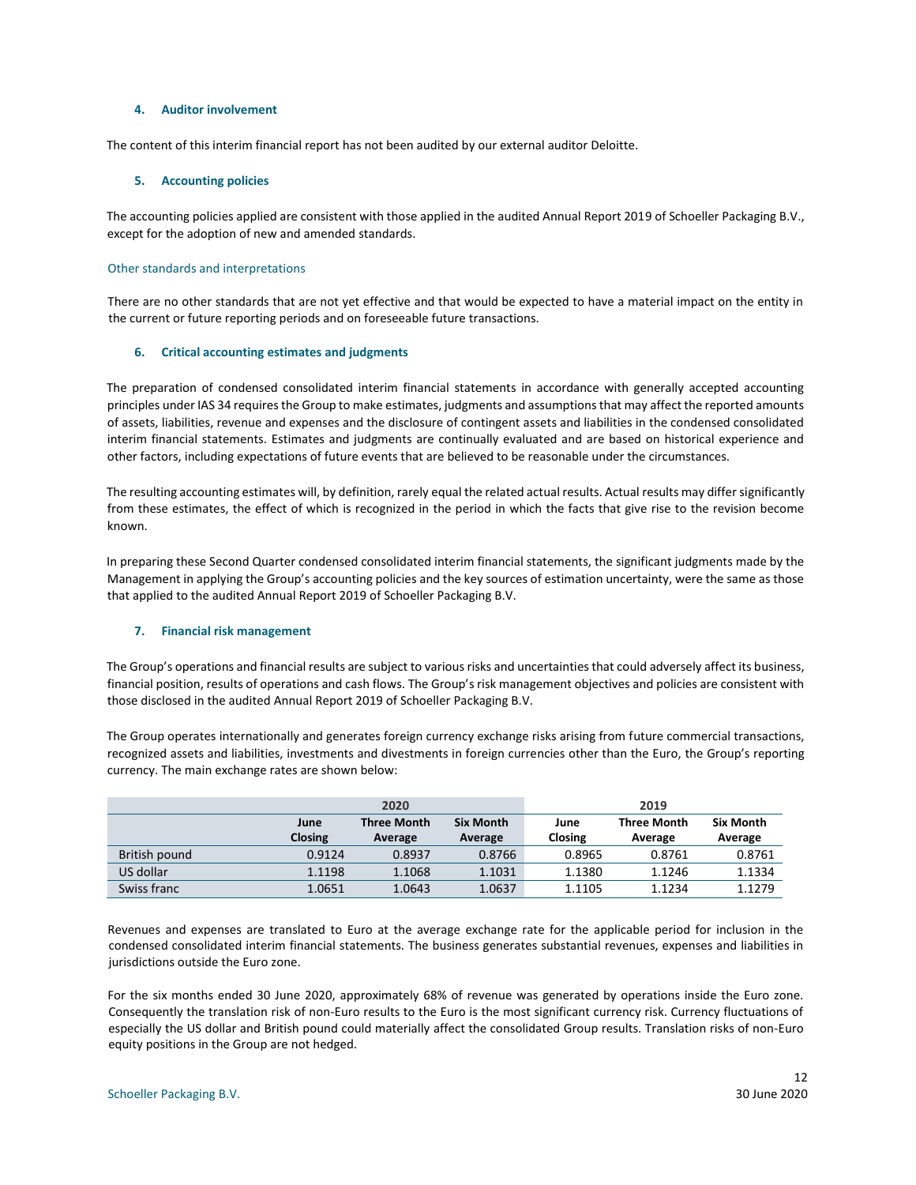### 4. Auditor involvement

The content of this interim financial report has not been audited by our external auditor Deloitte.

### 5. Accounting policies

The accounting policies applied are consistent with those applied in the audited Annual Report 2019 of Schoeller Packaging B.V., except for the adoption of new and amended standards.

#### Other standards and interpretations

There are no other standards that are not yet effective and that would be expected to have a material impact on the entity in the current or future reporting periods and on foreseeable future transactions.

### 6. Critical accounting estimates and judgments

The preparation of condensed consolidated interim financial statements in accordance with generally accepted accounting principles under IAS 34 requires the Group to make estimates, judgments and assumptions that may affect the reported amounts of assets, liabilities, revenue and expenses and the disclosure of contingent assets and liabilities in the condensed consolidated interim financial statements. Estimates and judgments are continually evaluated and are based on historical experience and other factors, including expectations of future events that are believed to be reasonable under the circumstances.

The resulting accounting estimates will, by definition, rarely equal the related actual results. Actual results may differ significantly from these estimates, the effect of which is recognized in the period in which the facts that give rise to the revision become known.

In preparing these Second Quarter condensed consolidated interim financial statements, the significant judgments made by the Management in applying the Group's accounting policies and the key sources of estimation uncertainty, were the same as those that applied to the audited Annual Report 2019 of Schoeller Packaging B.V.

### 7. Financial risk management

The Group's operations and financial results are subject to various risks and uncertainties that could adversely affect its business, financial position, results of operations and cash flows. The Group's risk management objectives and policies are consistent with those disclosed in the audited Annual Report 2019 of Schoeller Packaging B.V.

The Group operates internationally and generates foreign currency exchange risks arising from future commercial transactions, recognized assets and liabilities, investments and divestments in foreign currencies other than the Euro, the Group's reporting currency. The main exchange rates are shown below:

| | 2020 | | | 2019 | | |
|---|---|---|---|---|---|---|
| | **June Closing** | **Three Month Average** | **Six Month Average** | **June Closing** | **Three Month Average** | **Six Month Average** |
| British pound | 0.9124 | 0.8937 | 0.8766 | 0.8965 | 0.8761 | 0.8761 |
| US dollar | 1.1198 | 1.1068 | 1.1031 | 1.1380 | 1.1246 | 1.1334 |
| Swiss franc | 1.0651 | 1.0643 | 1.0637 | 1.1105 | 1.1234 | 1.1279 |

Revenues and expenses are translated to Euro at the average exchange rate for the applicable period for inclusion in the condensed consolidated interim financial statements. The business generates substantial revenues, expenses and liabilities in jurisdictions outside the Euro zone.

For the six months ended 30 June 2020, approximately 68% of revenue was generated by operations inside the Euro zone. Consequently the translation risk of non-Euro results to the Euro is the most significant currency risk. Currency fluctuations of especially the US dollar and British pound could materially affect the consolidated Group results. Translation risks of non-Euro equity positions in the Group are not hedged.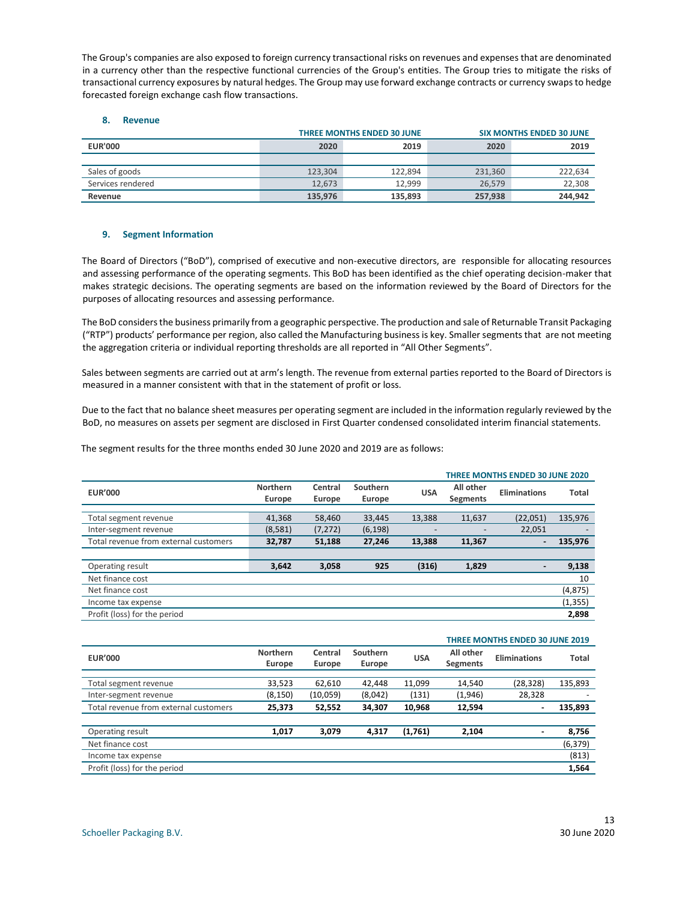The Group's companies are also exposed to foreign currency transactional risks on revenues and expenses that are denominated in a currency other than the respective functional currencies of the Group's entities. The Group tries to mitigate the risks of transactional currency exposures by natural hedges. The Group may use forward exchange contracts or currency swaps to hedge forecasted foreign exchange cash flow transactions.

## 8. Revenue

| | THREE MONTHS ENDED 30 JUNE | | SIX MONTHS ENDED 30 JUNE | |
|---|---|---|---|---|
| **EUR'000** | **2020** | **2019** | **2020** | **2019** |
| Sales of goods | 123,304 | 122,894 | 231,360 | 222,634 |
| Services rendered | 12,673 | 12,999 | 26,579 | 22,308 |
| **Revenue** | **135,976** | **135,893** | **257,938** | **244,942** |

## 9. Segment Information

The Board of Directors ("BoD"), comprised of executive and non-executive directors, are responsible for allocating resources and assessing performance of the operating segments. This BoD has been identified as the chief operating decision-maker that makes strategic decisions. The operating segments are based on the information reviewed by the Board of Directors for the purposes of allocating resources and assessing performance.

The BoD considers the business primarily from a geographic perspective. The production and sale of Returnable Transit Packaging ("RTP") products' performance per region, also called the Manufacturing business is key. Smaller segments that are not meeting the aggregation criteria or individual reporting thresholds are all reported in "All Other Segments".

Sales between segments are carried out at arm's length. The revenue from external parties reported to the Board of Directors is measured in a manner consistent with that in the statement of profit or loss.

Due to the fact that no balance sheet measures per operating segment are included in the information regularly reviewed by the BoD, no measures on assets per segment are disclosed in First Quarter condensed consolidated interim financial statements.

The segment results for the three months ended 30 June 2020 and 2019 are as follows:

| | | | | | | THREE MONTHS ENDED 30 JUNE 2020 | |
|---|---|---|---|---|---|---|---|
| **EUR'000** | **Northern Europe** | **Central Europe** | **Southern Europe** | **USA** | **All other Segments** | **Eliminations** | **Total** |
| Total segment revenue | 41,368 | 58,460 | 33,445 | 13,388 | 11,637 | (22,051) | 135,976 |
| Inter-segment revenue | (8,581) | (7,272) | (6,198) | - | - | 22,051 | - |
| Total revenue from external customers | **32,787** | **51,188** | **27,246** | **13,388** | **11,367** | **-** | **135,976** |
| Operating result | **3,642** | **3,058** | **925** | **(316)** | **1,829** | **-** | **9,138** |
| Net finance cost | | | | | | | 10 |
| Net finance cost | | | | | | | (4,875) |
| Income tax expense | | | | | | | (1,355) |
| Profit (loss) for the period | | | | | | | **2,898** |

| | | | | | | THREE MONTHS ENDED 30 JUNE 2019 | |
|---|---|---|---|---|---|---|---|
| **EUR'000** | **Northern Europe** | **Central Europe** | **Southern Europe** | **USA** | **All other Segments** | **Eliminations** | **Total** |
| Total segment revenue | 33,523 | 62,610 | 42,448 | 11,099 | 14,540 | (28,328) | 135,893 |
| Inter-segment revenue | (8,150) | (10,059) | (8,042) | (131) | (1,946) | 28,328 | - |
| Total revenue from external customers | **25,373** | **52,552** | **34,307** | **10,968** | **12,594** | **-** | **135,893** |
| Operating result | **1,017** | **3,079** | **4,317** | **(1,761)** | **2,104** | **-** | **8,756** |
| Net finance cost | | | | | | | (6,379) |
| Income tax expense | | | | | | | (813) |
| Profit (loss) for the period | | | | | | | **1,564** |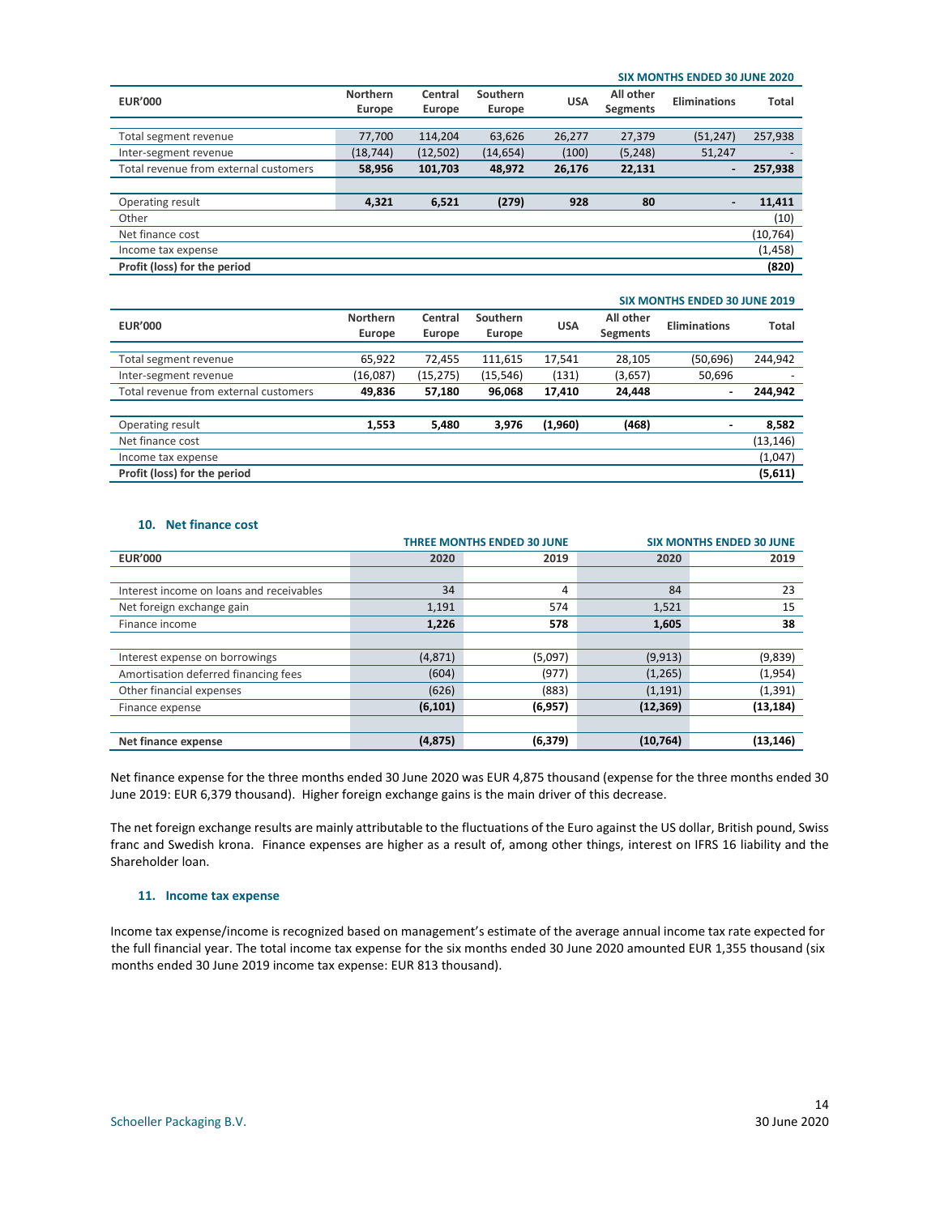**SIX MONTHS ENDED 30 JUNE 2020**

| EUR'000 | Northern Europe | Central Europe | Southern Europe | USA | All other Segments | Eliminations | Total |
|---|---|---|---|---|---|---|---|
| Total segment revenue | 77,700 | 114,204 | 63,626 | 26,277 | 27,379 | (51,247) | 257,938 |
| Inter-segment revenue | (18,744) | (12,502) | (14,654) | (100) | (5,248) | 51,247 | - |
| Total revenue from external customers | **58,956** | **101,703** | **48,972** | **26,176** | **22,131** | **-** | **257,938** |
| | | | | | | | |
| Operating result | **4,321** | **6,521** | **(279)** | **928** | **80** | **-** | **11,411** |
| Other | | | | | | | (10) |
| Net finance cost | | | | | | | (10,764) |
| Income tax expense | | | | | | | (1,458) |
| **Profit (loss) for the period** | | | | | | | **(820)** |

**SIX MONTHS ENDED 30 JUNE 2019**

| EUR'000 | Northern Europe | Central Europe | Southern Europe | USA | All other Segments | Eliminations | Total |
|---|---|---|---|---|---|---|---|
| Total segment revenue | 65,922 | 72,455 | 111,615 | 17,541 | 28,105 | (50,696) | 244,942 |
| Inter-segment revenue | (16,087) | (15,275) | (15,546) | (131) | (3,657) | 50,696 | - |
| Total revenue from external customers | **49,836** | **57,180** | **96,068** | **17,410** | **24,448** | **-** | **244,942** |
| | | | | | | | |
| Operating result | **1,553** | **5,480** | **3,976** | **(1,960)** | **(468)** | **-** | **8,582** |
| Net finance cost | | | | | | | (13,146) |
| Income tax expense | | | | | | | (1,047) |
| **Profit (loss) for the period** | | | | | | | **(5,611)** |

### 10. Net finance cost

| | THREE MONTHS ENDED 30 JUNE | | SIX MONTHS ENDED 30 JUNE | |
|---|---|---|---|---|
| **EUR'000** | **2020** | **2019** | **2020** | **2019** |
| | | | | |
| Interest income on loans and receivables | 34 | 4 | 84 | 23 |
| Net foreign exchange gain | 1,191 | 574 | 1,521 | 15 |
| Finance income | **1,226** | **578** | **1,605** | **38** |
| | | | | |
| Interest expense on borrowings | (4,871) | (5,097) | (9,913) | (9,839) |
| Amortisation deferred financing fees | (604) | (977) | (1,265) | (1,954) |
| Other financial expenses | (626) | (883) | (1,191) | (1,391) |
| Finance expense | **(6,101)** | **(6,957)** | **(12,369)** | **(13,184)** |
| | | | | |
| **Net finance expense** | **(4,875)** | **(6,379)** | **(10,764)** | **(13,146)** |

Net finance expense for the three months ended 30 June 2020 was EUR 4,875 thousand (expense for the three months ended 30 June 2019: EUR 6,379 thousand). Higher foreign exchange gains is the main driver of this decrease.

The net foreign exchange results are mainly attributable to the fluctuations of the Euro against the US dollar, British pound, Swiss franc and Swedish krona. Finance expenses are higher as a result of, among other things, interest on IFRS 16 liability and the Shareholder loan.

### 11. Income tax expense

Income tax expense/income is recognized based on management's estimate of the average annual income tax rate expected for the full financial year. The total income tax expense for the six months ended 30 June 2020 amounted EUR 1,355 thousand (six months ended 30 June 2019 income tax expense: EUR 813 thousand).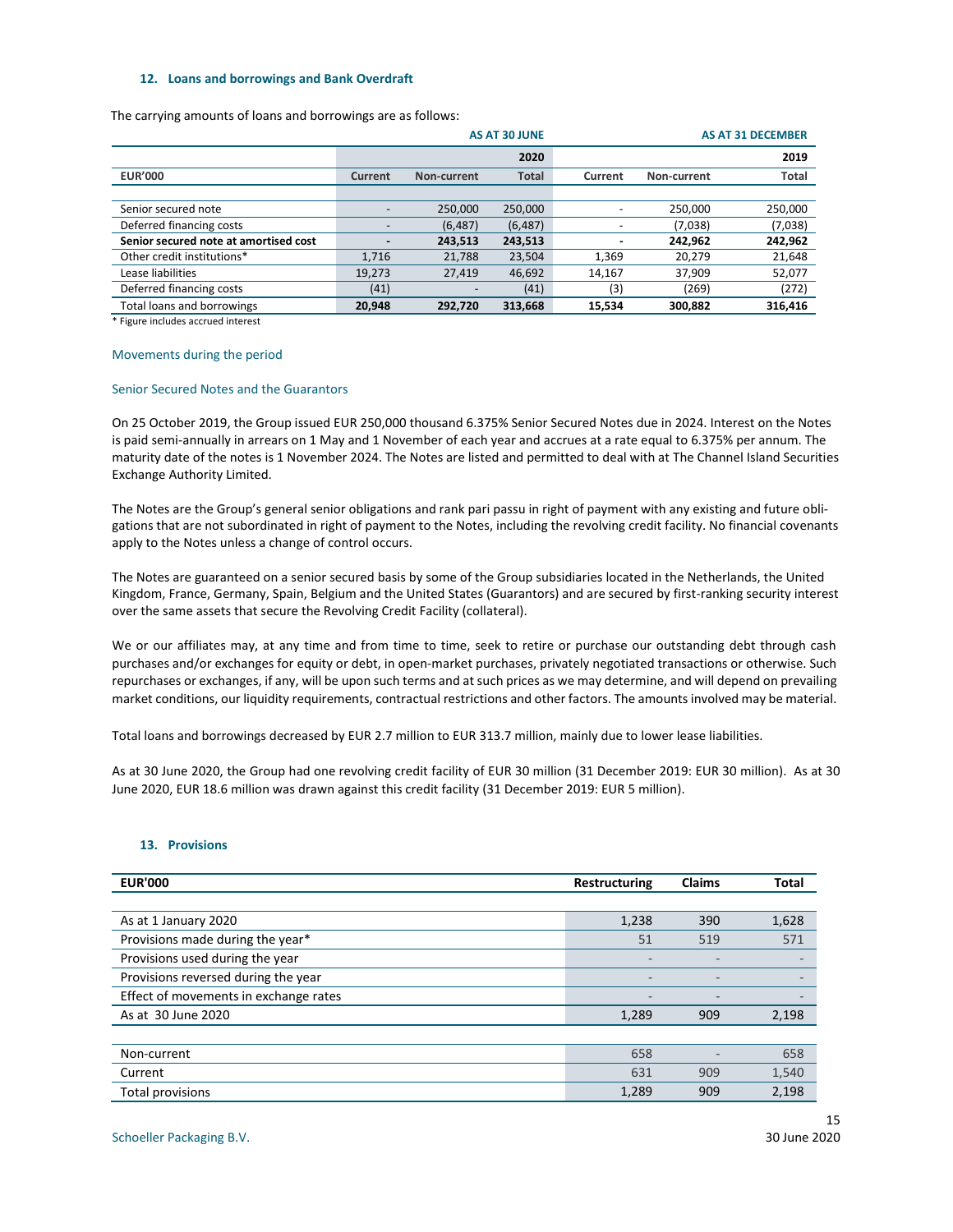### 12. Loans and borrowings and Bank Overdraft

The carrying amounts of loans and borrowings are as follows:

| | AS AT 30 JUNE | | | AS AT 31 DECEMBER | | |
|---|---|---|---|---|---|---|
| | | | 2020 | | | 2019 |
| EUR'000 | Current | Non-current | Total | Current | Non-current | Total |
| Senior secured note | - | 250,000 | 250,000 | - | 250,000 | 250,000 |
| Deferred financing costs | - | (6,487) | (6,487) | - | (7,038) | (7,038) |
| **Senior secured note at amortised cost** | **-** | **243,513** | **243,513** | **-** | **242,962** | **242,962** |
| Other credit institutions* | 1,716 | 21,788 | 23,504 | 1,369 | 20,279 | 21,648 |
| Lease liabilities | 19,273 | 27,419 | 46,692 | 14,167 | 37,909 | 52,077 |
| Deferred financing costs | (41) | - | (41) | (3) | (269) | (272) |
| Total loans and borrowings | **20,948** | **292,720** | **313,668** | **15,534** | **300,882** | **316,416** |

* Figure includes accrued interest

Movements during the period

Senior Secured Notes and the Guarantors

On 25 October 2019, the Group issued EUR 250,000 thousand 6.375% Senior Secured Notes due in 2024. Interest on the Notes is paid semi-annually in arrears on 1 May and 1 November of each year and accrues at a rate equal to 6.375% per annum. The maturity date of the notes is 1 November 2024. The Notes are listed and permitted to deal with at The Channel Island Securities Exchange Authority Limited.

The Notes are the Group's general senior obligations and rank pari passu in right of payment with any existing and future obligations that are not subordinated in right of payment to the Notes, including the revolving credit facility. No financial covenants apply to the Notes unless a change of control occurs.

The Notes are guaranteed on a senior secured basis by some of the Group subsidiaries located in the Netherlands, the United Kingdom, France, Germany, Spain, Belgium and the United States (Guarantors) and are secured by first-ranking security interest over the same assets that secure the Revolving Credit Facility (collateral).

We or our affiliates may, at any time and from time to time, seek to retire or purchase our outstanding debt through cash purchases and/or exchanges for equity or debt, in open-market purchases, privately negotiated transactions or otherwise. Such repurchases or exchanges, if any, will be upon such terms and at such prices as we may determine, and will depend on prevailing market conditions, our liquidity requirements, contractual restrictions and other factors. The amounts involved may be material.

Total loans and borrowings decreased by EUR 2.7 million to EUR 313.7 million, mainly due to lower lease liabilities.

As at 30 June 2020, the Group had one revolving credit facility of EUR 30 million (31 December 2019: EUR 30 million). As at 30 June 2020, EUR 18.6 million was drawn against this credit facility (31 December 2019: EUR 5 million).

### 13. Provisions

| EUR'000 | Restructuring | Claims | Total |
|---|---|---|---|
| As at 1 January 2020 | 1,238 | 390 | 1,628 |
| Provisions made during the year* | 51 | 519 | 571 |
| Provisions used during the year | - | - | - |
| Provisions reversed during the year | - | - | - |
| Effect of movements in exchange rates | - | - | - |
| As at 30 June 2020 | 1,289 | 909 | 2,198 |
| | | | |
| Non-current | 658 | - | 658 |
| Current | 631 | 909 | 1,540 |
| Total provisions | 1,289 | 909 | 2,198 |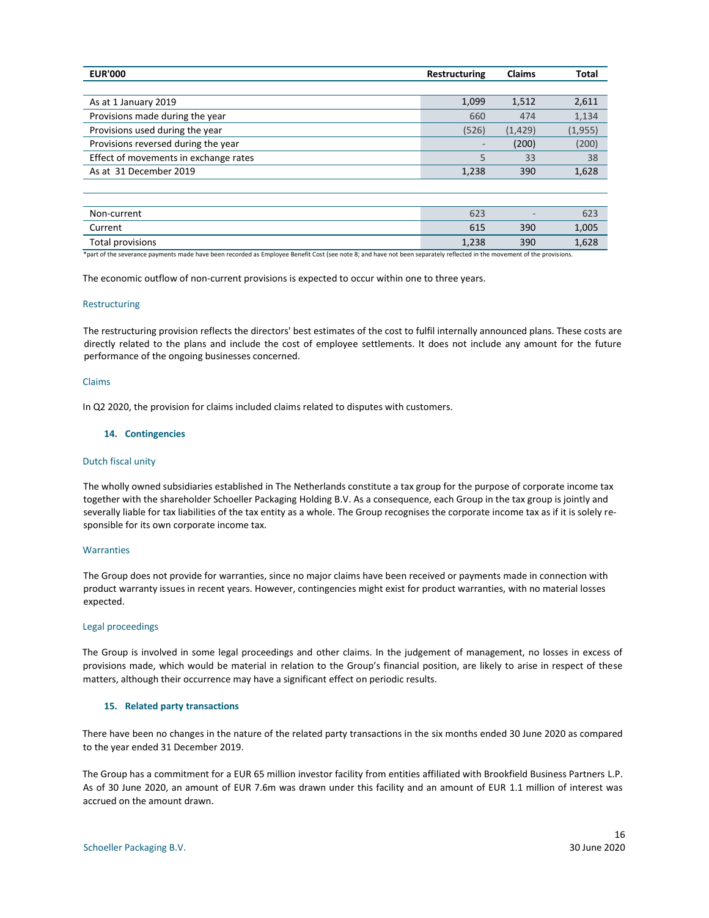| EUR'000 | Restructuring | Claims | Total |
|---|---|---|---|
| As at 1 January 2019 | 1,099 | 1,512 | 2,611 |
| Provisions made during the year | 660 | 474 | 1,134 |
| Provisions used during the year | (526) | (1,429) | (1,955) |
| Provisions reversed during the year | - | (200) | (200) |
| Effect of movements in exchange rates | 5 | 33 | 38 |
| As at 31 December 2019 | 1,238 | 390 | 1,628 |
| | | | |
| Non-current | 623 | - | 623 |
| Current | 615 | 390 | 1,005 |
| Total provisions | 1,238 | 390 | 1,628 |

*part of the severance payments made have been recorded as Employee Benefit Cost (see note 8; and have not been separately reflected in the movement of the provisions.

The economic outflow of non-current provisions is expected to occur within one to three years.

### Restructuring

The restructuring provision reflects the directors' best estimates of the cost to fulfil internally announced plans. These costs are directly related to the plans and include the cost of employee settlements. It does not include any amount for the future performance of the ongoing businesses concerned.

### Claims

In Q2 2020, the provision for claims included claims related to disputes with customers.

## 14. Contingencies

### Dutch fiscal unity

The wholly owned subsidiaries established in The Netherlands constitute a tax group for the purpose of corporate income tax together with the shareholder Schoeller Packaging Holding B.V. As a consequence, each Group in the tax group is jointly and severally liable for tax liabilities of the tax entity as a whole. The Group recognises the corporate income tax as if it is solely responsible for its own corporate income tax.

### Warranties

The Group does not provide for warranties, since no major claims have been received or payments made in connection with product warranty issues in recent years. However, contingencies might exist for product warranties, with no material losses expected.

### Legal proceedings

The Group is involved in some legal proceedings and other claims. In the judgement of management, no losses in excess of provisions made, which would be material in relation to the Group's financial position, are likely to arise in respect of these matters, although their occurrence may have a significant effect on periodic results.

## 15. Related party transactions

There have been no changes in the nature of the related party transactions in the six months ended 30 June 2020 as compared to the year ended 31 December 2019.

The Group has a commitment for a EUR 65 million investor facility from entities affiliated with Brookfield Business Partners L.P. As of 30 June 2020, an amount of EUR 7.6m was drawn under this facility and an amount of EUR 1.1 million of interest was accrued on the amount drawn.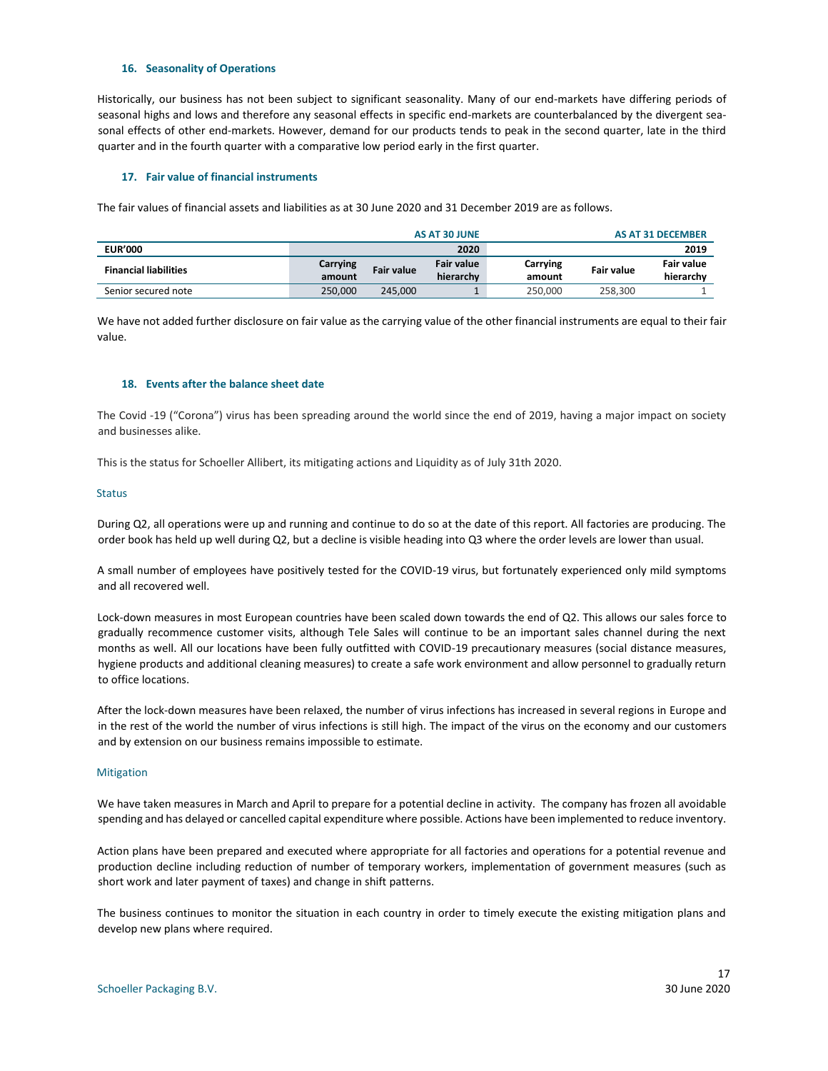### 16. Seasonality of Operations

Historically, our business has not been subject to significant seasonality. Many of our end-markets have differing periods of seasonal highs and lows and therefore any seasonal effects in specific end-markets are counterbalanced by the divergent seasonal effects of other end-markets. However, demand for our products tends to peak in the second quarter, late in the third quarter and in the fourth quarter with a comparative low period early in the first quarter.

### 17. Fair value of financial instruments

The fair values of financial assets and liabilities as at 30 June 2020 and 31 December 2019 are as follows.

| | AS AT 30 JUNE | | | AS AT 31 DECEMBER | | |
|---|---|---|---|---|---|---|
| **EUR'000** | | | **2020** | | | **2019** |
| **Financial liabilities** | **Carrying amount** | **Fair value** | **Fair value hierarchy** | **Carrying amount** | **Fair value** | **Fair value hierarchy** |
| Senior secured note | 250,000 | 245,000 | 1 | 250,000 | 258,300 | 1 |

We have not added further disclosure on fair value as the carrying value of the other financial instruments are equal to their fair value.

### 18. Events after the balance sheet date

The Covid -19 ("Corona") virus has been spreading around the world since the end of 2019, having a major impact on society and businesses alike.

This is the status for Schoeller Allibert, its mitigating actions and Liquidity as of July 31th 2020.

#### Status

During Q2, all operations were up and running and continue to do so at the date of this report. All factories are producing. The order book has held up well during Q2, but a decline is visible heading into Q3 where the order levels are lower than usual.

A small number of employees have positively tested for the COVID-19 virus, but fortunately experienced only mild symptoms and all recovered well.

Lock-down measures in most European countries have been scaled down towards the end of Q2. This allows our sales force to gradually recommence customer visits, although Tele Sales will continue to be an important sales channel during the next months as well. All our locations have been fully outfitted with COVID-19 precautionary measures (social distance measures, hygiene products and additional cleaning measures) to create a safe work environment and allow personnel to gradually return to office locations.

After the lock-down measures have been relaxed, the number of virus infections has increased in several regions in Europe and in the rest of the world the number of virus infections is still high. The impact of the virus on the economy and our customers and by extension on our business remains impossible to estimate.

#### Mitigation

We have taken measures in March and April to prepare for a potential decline in activity. The company has frozen all avoidable spending and has delayed or cancelled capital expenditure where possible. Actions have been implemented to reduce inventory.

Action plans have been prepared and executed where appropriate for all factories and operations for a potential revenue and production decline including reduction of number of temporary workers, implementation of government measures (such as short work and later payment of taxes) and change in shift patterns.

The business continues to monitor the situation in each country in order to timely execute the existing mitigation plans and develop new plans where required.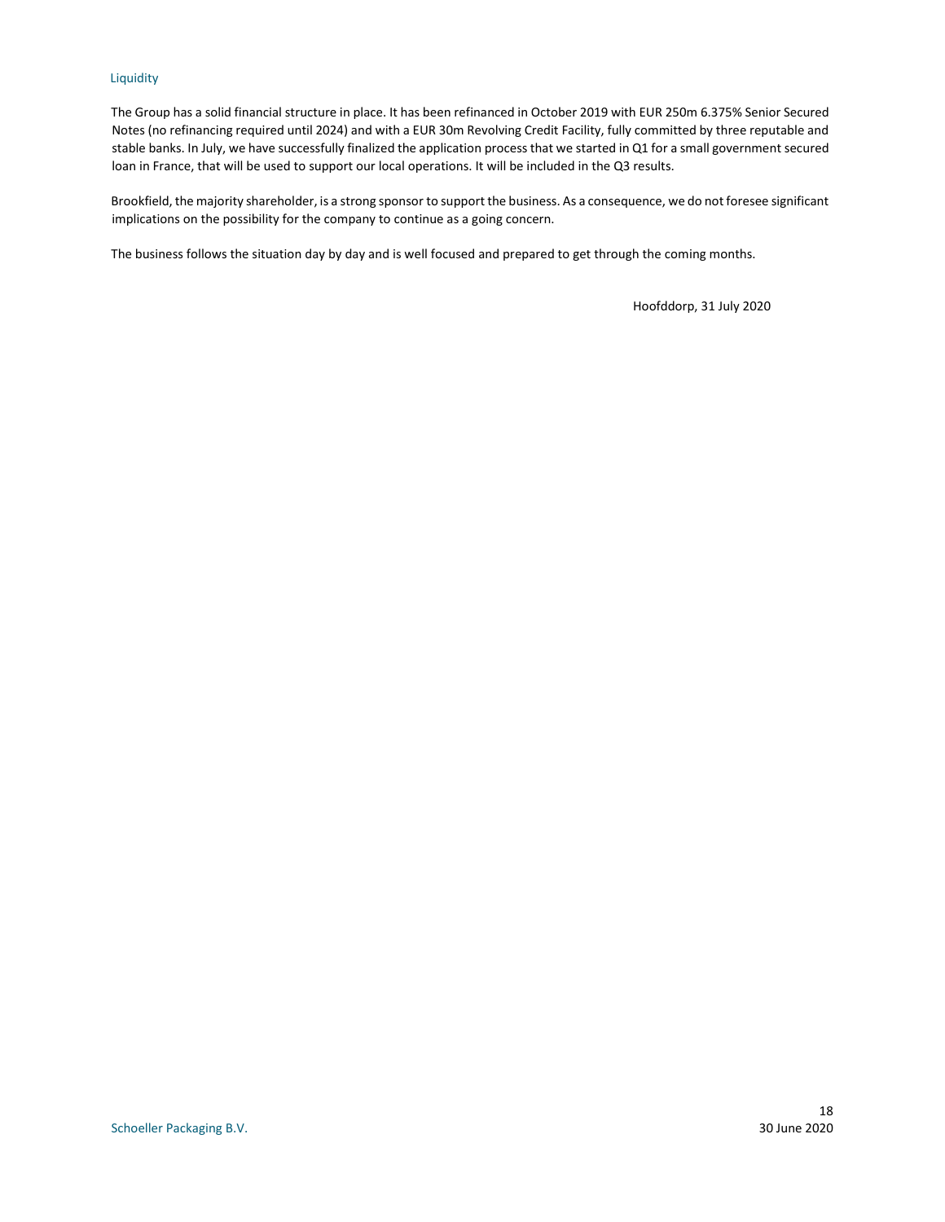### Liquidity

The Group has a solid financial structure in place. It has been refinanced in October 2019 with EUR 250m 6.375% Senior Secured Notes (no refinancing required until 2024) and with a EUR 30m Revolving Credit Facility, fully committed by three reputable and stable banks. In July, we have successfully finalized the application process that we started in Q1 for a small government secured loan in France, that will be used to support our local operations. It will be included in the Q3 results.

Brookfield, the majority shareholder, is a strong sponsor to support the business. As a consequence, we do not foresee significant implications on the possibility for the company to continue as a going concern.

The business follows the situation day by day and is well focused and prepared to get through the coming months.

Hoofddorp, 31 July 2020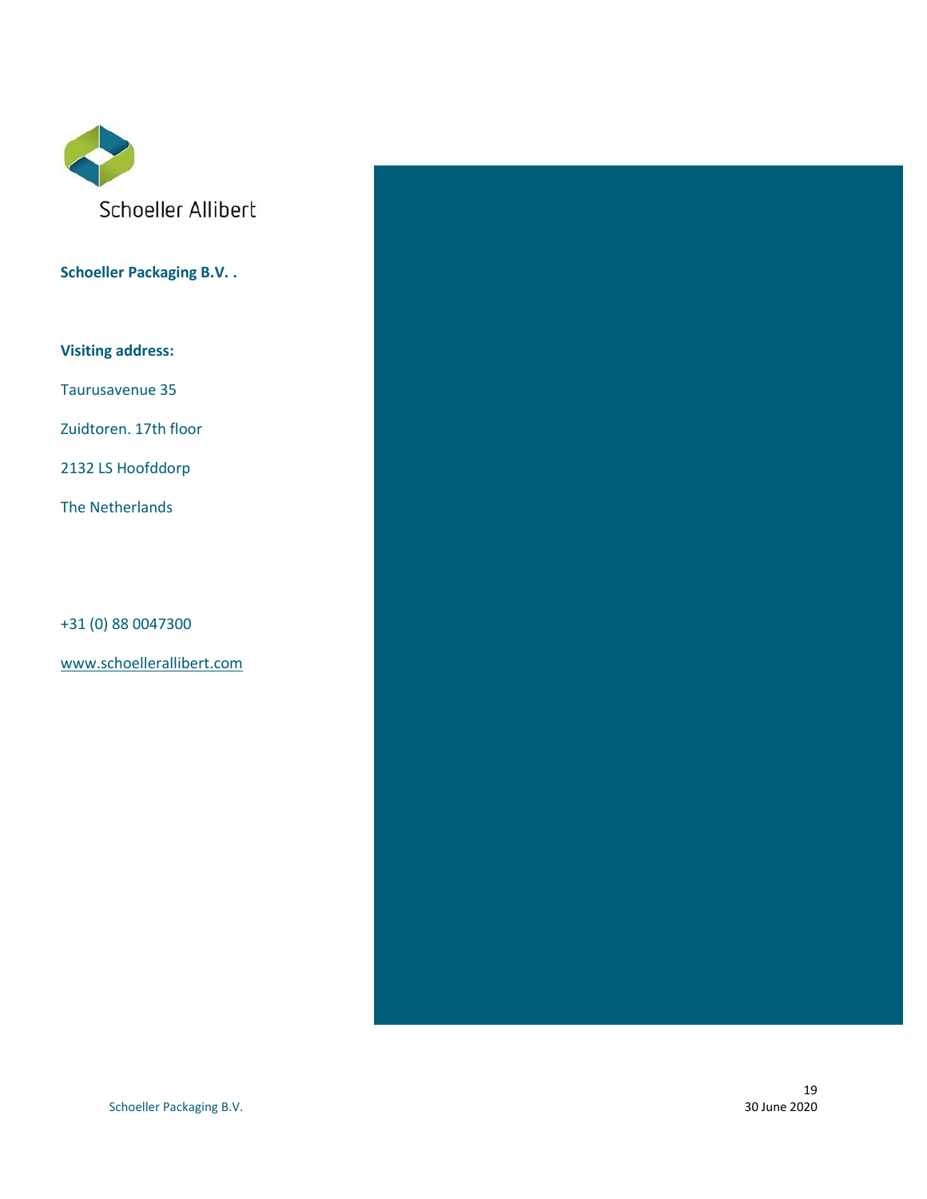Schoeller Allibert

**Schoeller Packaging B.V. .**

**Visiting address:**

Taurusavenue 35

Zuidtoren. 17th floor

2132 LS Hoofddorp

The Netherlands

+31 (0) 88 0047300

www.schoellerallibert.com